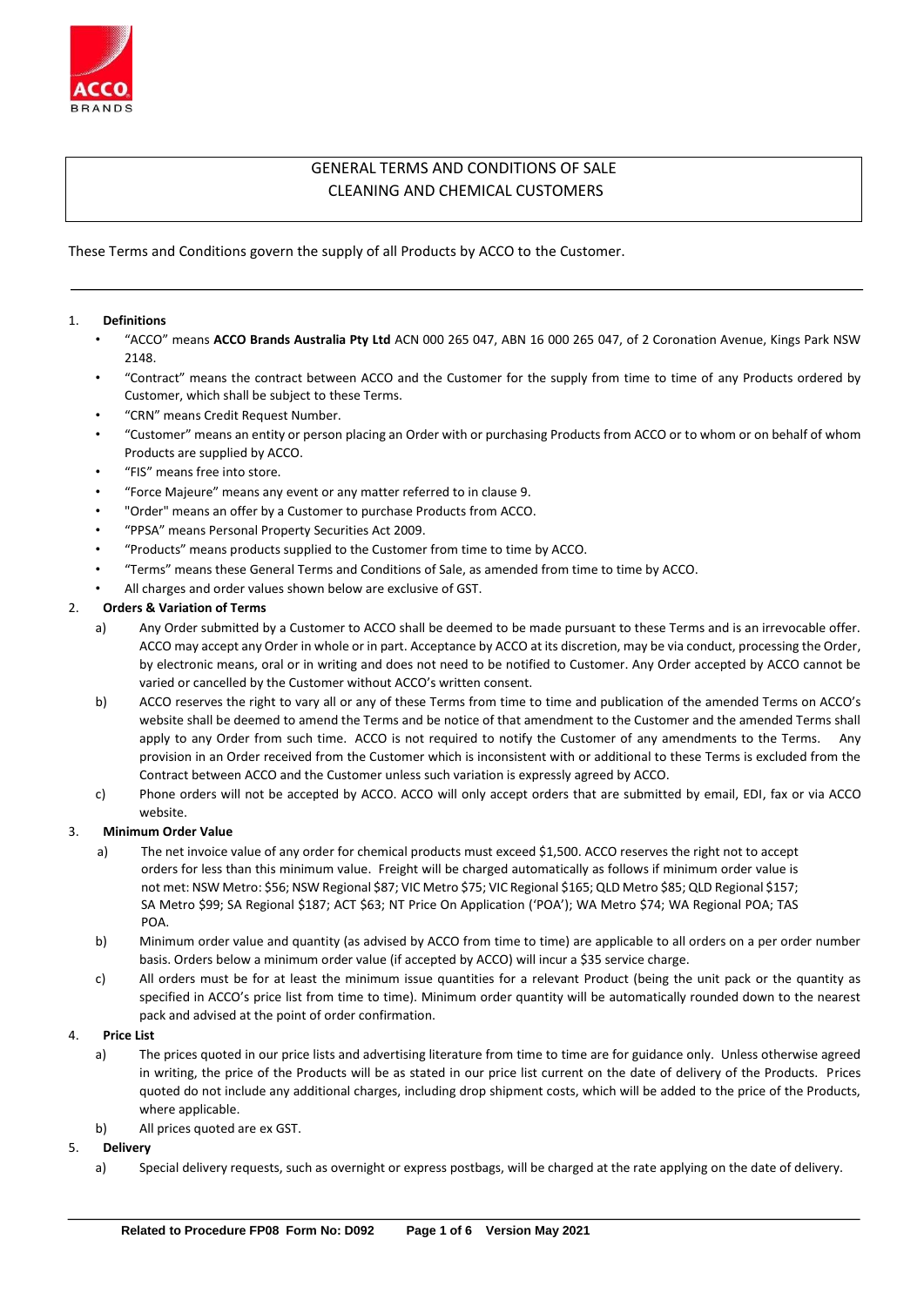# GENERAL TERMS AND CONDITIONS OF SALE
## CLEANING AND CHEMICAL CUSTOMERS

These Terms and Conditions govern the supply of all Products by ACCO to the Customer.

1. **Definitions**
   - "ACCO" means **ACCO Brands Australia Pty Ltd** ACN 000 265 047, ABN 16 000 265 047, of 2 Coronation Avenue, Kings Park NSW 2148.
   - "Contract" means the contract between ACCO and the Customer for the supply from time to time of any Products ordered by Customer, which shall be subject to these Terms.
   - "CRN" means Credit Request Number.
   - "Customer" means an entity or person placing an Order with or purchasing Products from ACCO or to whom or on behalf of whom Products are supplied by ACCO.
   - "FIS" means free into store.
   - "Force Majeure" means any event or any matter referred to in clause 9.
   - "Order" means an offer by a Customer to purchase Products from ACCO.
   - "PPSA" means Personal Property Securities Act 2009.
   - "Products" means products supplied to the Customer from time to time by ACCO.
   - "Terms" means these General Terms and Conditions of Sale, as amended from time to time by ACCO.
   - All charges and order values shown below are exclusive of GST.

2. **Orders & Variation of Terms**
   a) Any Order submitted by a Customer to ACCO shall be deemed to be made pursuant to these Terms and is an irrevocable offer. ACCO may accept any Order in whole or in part. Acceptance by ACCO at its discretion, may be via conduct, processing the Order, by electronic means, oral or in writing and does not need to be notified to Customer. Any Order accepted by ACCO cannot be varied or cancelled by the Customer without ACCO's written consent.

   b) ACCO reserves the right to vary all or any of these Terms from time to time and publication of the amended Terms on ACCO's website shall be deemed to amend the Terms and be notice of that amendment to the Customer and the amended Terms shall apply to any Order from such time. ACCO is not required to notify the Customer of any amendments to the Terms. Any provision in an Order received from the Customer which is inconsistent with or additional to these Terms is excluded from the Contract between ACCO and the Customer unless such variation is expressly agreed by ACCO.

   c) Phone orders will not be accepted by ACCO. ACCO will only accept orders that are submitted by email, EDI, fax or via ACCO website.

3. **Minimum Order Value**
   a) The net invoice value of any order for chemical products must exceed $1,500. ACCO reserves the right not to accept orders for less than this minimum value. Freight will be charged automatically as follows if minimum order value is not met: NSW Metro: $56; NSW Regional $87; VIC Metro $75; VIC Regional $165; QLD Metro $85; QLD Regional $157; SA Metro $99; SA Regional $187; ACT $63; NT Price On Application ('POA'); WA Metro $74; WA Regional POA; TAS POA.

   b) Minimum order value and quantity (as advised by ACCO from time to time) are applicable to all orders on a per order number basis. Orders below a minimum order value (if accepted by ACCO) will incur a $35 service charge.

   c) All orders must be for at least the minimum issue quantities for a relevant Product (being the unit pack or the quantity as specified in ACCO's price list from time to time). Minimum order quantity will be automatically rounded down to the nearest pack and advised at the point of order confirmation.

4. **Price List**
   a) The prices quoted in our price lists and advertising literature from time to time are for guidance only. Unless otherwise agreed in writing, the price of the Products will be as stated in our price list current on the date of delivery of the Products. Prices quoted do not include any additional charges, including drop shipment costs, which will be added to the price of the Products, where applicable.

   b) All prices quoted are ex GST.

5. **Delivery**
   a) Special delivery requests, such as overnight or express postbags, will be charged at the rate applying on the date of delivery.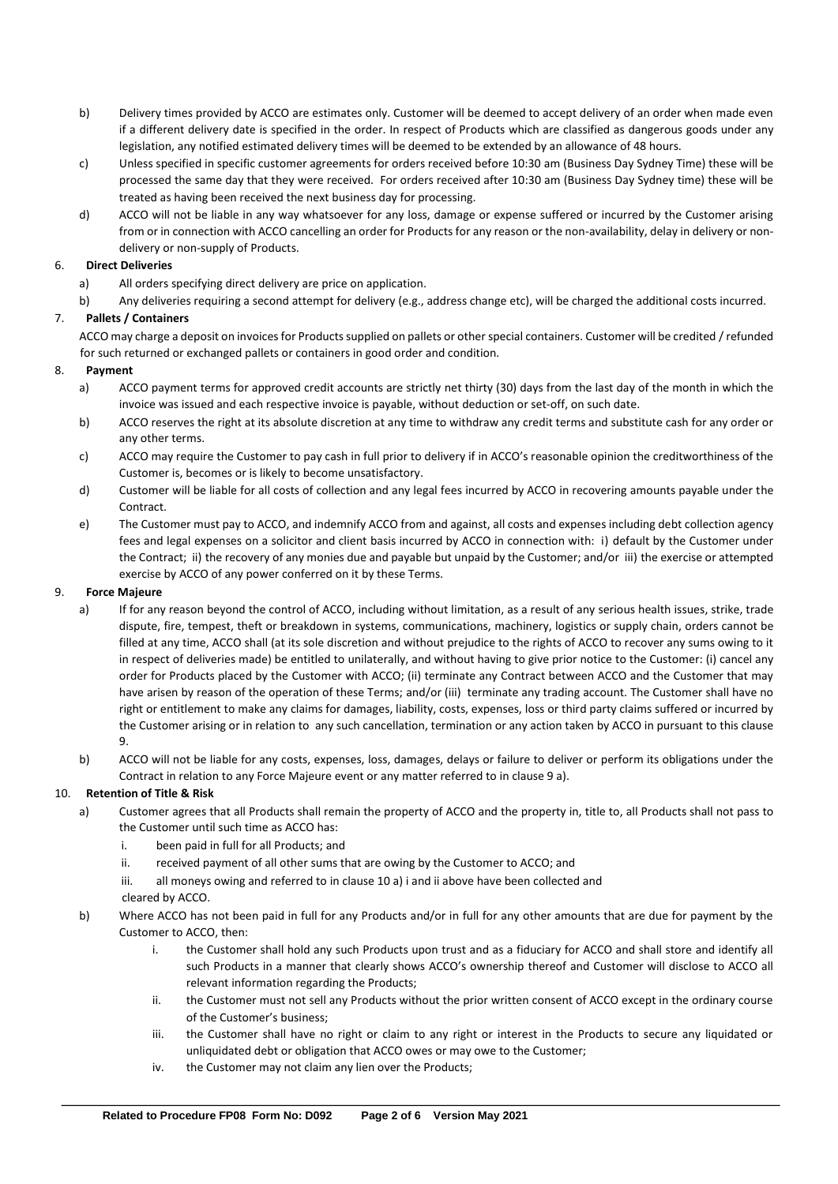b) Delivery times provided by ACCO are estimates only. Customer will be deemed to accept delivery of an order when made even if a different delivery date is specified in the order. In respect of Products which are classified as dangerous goods under any legislation, any notified estimated delivery times will be deemed to be extended by an allowance of 48 hours.

c) Unless specified in specific customer agreements for orders received before 10:30 am (Business Day Sydney Time) these will be processed the same day that they were received. For orders received after 10:30 am (Business Day Sydney time) these will be treated as having been received the next business day for processing.

d) ACCO will not be liable in any way whatsoever for any loss, damage or expense suffered or incurred by the Customer arising from or in connection with ACCO cancelling an order for Products for any reason or the non-availability, delay in delivery or non-delivery or non-supply of Products.

6. **Direct Deliveries**

a) All orders specifying direct delivery are price on application.

b) Any deliveries requiring a second attempt for delivery (e.g., address change etc), will be charged the additional costs incurred.

7. **Pallets / Containers**

ACCO may charge a deposit on invoices for Products supplied on pallets or other special containers. Customer will be credited / refunded for such returned or exchanged pallets or containers in good order and condition.

8. **Payment**

a) ACCO payment terms for approved credit accounts are strictly net thirty (30) days from the last day of the month in which the invoice was issued and each respective invoice is payable, without deduction or set-off, on such date.

b) ACCO reserves the right at its absolute discretion at any time to withdraw any credit terms and substitute cash for any order or any other terms.

c) ACCO may require the Customer to pay cash in full prior to delivery if in ACCO's reasonable opinion the creditworthiness of the Customer is, becomes or is likely to become unsatisfactory.

d) Customer will be liable for all costs of collection and any legal fees incurred by ACCO in recovering amounts payable under the Contract.

e) The Customer must pay to ACCO, and indemnify ACCO from and against, all costs and expenses including debt collection agency fees and legal expenses on a solicitor and client basis incurred by ACCO in connection with: i) default by the Customer under the Contract; ii) the recovery of any monies due and payable but unpaid by the Customer; and/or iii) the exercise or attempted exercise by ACCO of any power conferred on it by these Terms.

9. **Force Majeure**

a) If for any reason beyond the control of ACCO, including without limitation, as a result of any serious health issues, strike, trade dispute, fire, tempest, theft or breakdown in systems, communications, machinery, logistics or supply chain, orders cannot be filled at any time, ACCO shall (at its sole discretion and without prejudice to the rights of ACCO to recover any sums owing to it in respect of deliveries made) be entitled to unilaterally, and without having to give prior notice to the Customer: (i) cancel any order for Products placed by the Customer with ACCO; (ii) terminate any Contract between ACCO and the Customer that may have arisen by reason of the operation of these Terms; and/or (iii) terminate any trading account. The Customer shall have no right or entitlement to make any claims for damages, liability, costs, expenses, loss or third party claims suffered or incurred by the Customer arising or in relation to any such cancellation, termination or any action taken by ACCO in pursuant to this clause 9.

b) ACCO will not be liable for any costs, expenses, loss, damages, delays or failure to deliver or perform its obligations under the Contract in relation to any Force Majeure event or any matter referred to in clause 9 a).

10. **Retention of Title & Risk**

a) Customer agrees that all Products shall remain the property of ACCO and the property in, title to, all Products shall not pass to the Customer until such time as ACCO has:

i. been paid in full for all Products; and

ii. received payment of all other sums that are owing by the Customer to ACCO; and

iii. all moneys owing and referred to in clause 10 a) i and ii above have been collected and cleared by ACCO.

b) Where ACCO has not been paid in full for any Products and/or in full for any other amounts that are due for payment by the Customer to ACCO, then:

i. the Customer shall hold any such Products upon trust and as a fiduciary for ACCO and shall store and identify all such Products in a manner that clearly shows ACCO's ownership thereof and Customer will disclose to ACCO all relevant information regarding the Products;

ii. the Customer must not sell any Products without the prior written consent of ACCO except in the ordinary course of the Customer's business;

iii. the Customer shall have no right or claim to any right or interest in the Products to secure any liquidated or unliquidated debt or obligation that ACCO owes or may owe to the Customer;

iv. the Customer may not claim any lien over the Products;

Related to Procedure FP08 Form No: D092 Version May 2021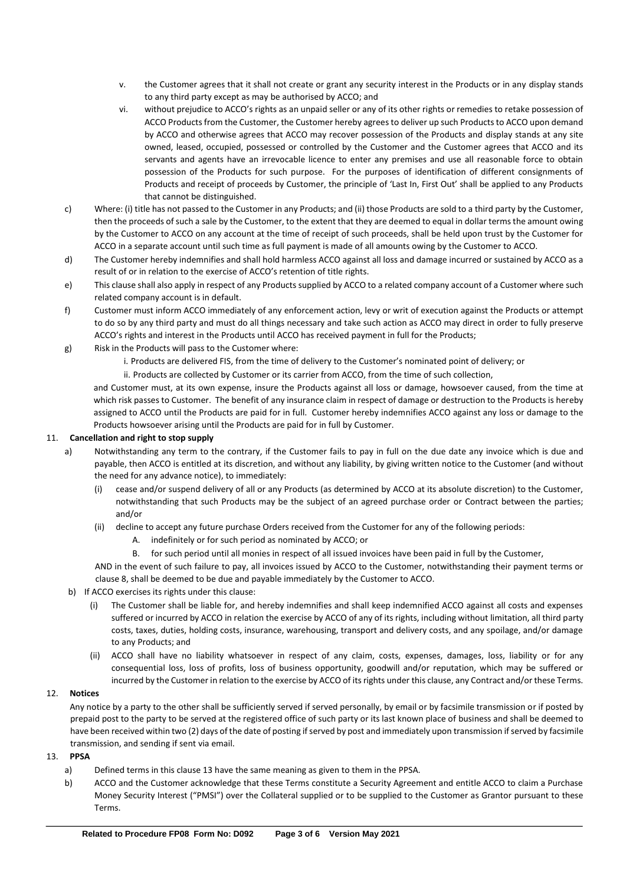v. the Customer agrees that it shall not create or grant any security interest in the Products or in any display stands to any third party except as may be authorised by ACCO; and

vi. without prejudice to ACCO's rights as an unpaid seller or any of its other rights or remedies to retake possession of ACCO Products from the Customer, the Customer hereby agrees to deliver up such Products to ACCO upon demand by ACCO and otherwise agrees that ACCO may recover possession of the Products and display stands at any site owned, leased, occupied, possessed or controlled by the Customer and the Customer agrees that ACCO and its servants and agents have an irrevocable licence to enter any premises and use all reasonable force to obtain possession of the Products for such purpose. For the purposes of identification of different consignments of Products and receipt of proceeds by Customer, the principle of 'Last In, First Out' shall be applied to any Products that cannot be distinguished.

c) Where: (i) title has not passed to the Customer in any Products; and (ii) those Products are sold to a third party by the Customer, then the proceeds of such a sale by the Customer, to the extent that they are deemed to equal in dollar terms the amount owing by the Customer to ACCO on any account at the time of receipt of such proceeds, shall be held upon trust by the Customer for ACCO in a separate account until such time as full payment is made of all amounts owing by the Customer to ACCO.

d) The Customer hereby indemnifies and shall hold harmless ACCO against all loss and damage incurred or sustained by ACCO as a result of or in relation to the exercise of ACCO's retention of title rights.

e) This clause shall also apply in respect of any Products supplied by ACCO to a related company account of a Customer where such related company account is in default.

f) Customer must inform ACCO immediately of any enforcement action, levy or writ of execution against the Products or attempt to do so by any third party and must do all things necessary and take such action as ACCO may direct in order to fully preserve ACCO's rights and interest in the Products until ACCO has received payment in full for the Products;

g) Risk in the Products will pass to the Customer where:

i. Products are delivered FIS, from the time of delivery to the Customer's nominated point of delivery; or

ii. Products are collected by Customer or its carrier from ACCO, from the time of such collection,

and Customer must, at its own expense, insure the Products against all loss or damage, howsoever caused, from the time at which risk passes to Customer. The benefit of any insurance claim in respect of damage or destruction to the Products is hereby assigned to ACCO until the Products are paid for in full. Customer hereby indemnifies ACCO against any loss or damage to the Products howsoever arising until the Products are paid for in full by Customer.

11. **Cancellation and right to stop supply**

a) Notwithstanding any term to the contrary, if the Customer fails to pay in full on the due date any invoice which is due and payable, then ACCO is entitled at its discretion, and without any liability, by giving written notice to the Customer (and without the need for any advance notice), to immediately:

(i) cease and/or suspend delivery of all or any Products (as determined by ACCO at its absolute discretion) to the Customer, notwithstanding that such Products may be the subject of an agreed purchase order or Contract between the parties; and/or

(ii) decline to accept any future purchase Orders received from the Customer for any of the following periods:

A. indefinitely or for such period as nominated by ACCO; or

B. for such period until all monies in respect of all issued invoices have been paid in full by the Customer,

AND in the event of such failure to pay, all invoices issued by ACCO to the Customer, notwithstanding their payment terms or clause 8, shall be deemed to be due and payable immediately by the Customer to ACCO.

b) If ACCO exercises its rights under this clause:

(i) The Customer shall be liable for, and hereby indemnifies and shall keep indemnified ACCO against all costs and expenses suffered or incurred by ACCO in relation the exercise by ACCO of any of its rights, including without limitation, all third party costs, taxes, duties, holding costs, insurance, warehousing, transport and delivery costs, and any spoilage, and/or damage to any Products; and

(ii) ACCO shall have no liability whatsoever in respect of any claim, costs, expenses, damages, loss, liability or for any consequential loss, loss of profits, loss of business opportunity, goodwill and/or reputation, which may be suffered or incurred by the Customer in relation to the exercise by ACCO of its rights under this clause, any Contract and/or these Terms.

12. **Notices**

Any notice by a party to the other shall be sufficiently served if served personally, by email or by facsimile transmission or if posted by prepaid post to the party to be served at the registered office of such party or its last known place of business and shall be deemed to have been received within two (2) days of the date of posting if served by post and immediately upon transmission if served by facsimile transmission, and sending if sent via email.

13. **PPSA**

a) Defined terms in this clause 13 have the same meaning as given to them in the PPSA.

b) ACCO and the Customer acknowledge that these Terms constitute a Security Agreement and entitle ACCO to claim a Purchase Money Security Interest ("PMSI") over the Collateral supplied or to be supplied to the Customer as Grantor pursuant to these Terms.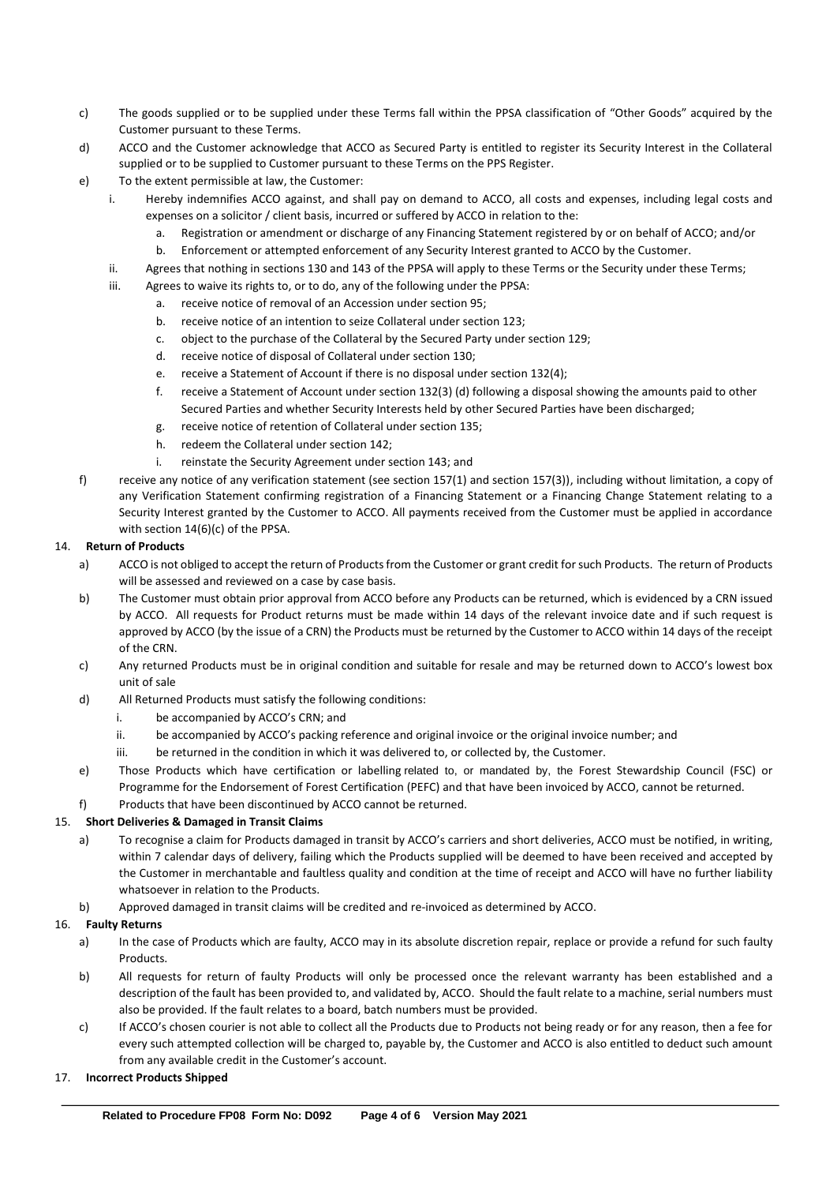c) The goods supplied or to be supplied under these Terms fall within the PPSA classification of "Other Goods" acquired by the Customer pursuant to these Terms.

d) ACCO and the Customer acknowledge that ACCO as Secured Party is entitled to register its Security Interest in the Collateral supplied or to be supplied to Customer pursuant to these Terms on the PPS Register.

e) To the extent permissible at law, the Customer:

   i. Hereby indemnifies ACCO against, and shall pay on demand to ACCO, all costs and expenses, including legal costs and expenses on a solicitor / client basis, incurred or suffered by ACCO in relation to the:

      a. Registration or amendment or discharge of any Financing Statement registered by or on behalf of ACCO; and/or

      b. Enforcement or attempted enforcement of any Security Interest granted to ACCO by the Customer.

   ii. Agrees that nothing in sections 130 and 143 of the PPSA will apply to these Terms or the Security under these Terms;

   iii. Agrees to waive its rights to, or to do, any of the following under the PPSA:

      a. receive notice of removal of an Accession under section 95;

      b. receive notice of an intention to seize Collateral under section 123;

      c. object to the purchase of the Collateral by the Secured Party under section 129;

      d. receive notice of disposal of Collateral under section 130;

      e. receive a Statement of Account if there is no disposal under section 132(4);

      f. receive a Statement of Account under section 132(3) (d) following a disposal showing the amounts paid to other Secured Parties and whether Security Interests held by other Secured Parties have been discharged;

      g. receive notice of retention of Collateral under section 135;

      h. redeem the Collateral under section 142;

      i. reinstate the Security Agreement under section 143; and

f) receive any notice of any verification statement (see section 157(1) and section 157(3)), including without limitation, a copy of any Verification Statement confirming registration of a Financing Statement or a Financing Change Statement relating to a Security Interest granted by the Customer to ACCO. All payments received from the Customer must be applied in accordance with section 14(6)(c) of the PPSA.

14. **Return of Products**

a) ACCO is not obliged to accept the return of Products from the Customer or grant credit for such Products. The return of Products will be assessed and reviewed on a case by case basis.

b) The Customer must obtain prior approval from ACCO before any Products can be returned, which is evidenced by a CRN issued by ACCO. All requests for Product returns must be made within 14 days of the relevant invoice date and if such request is approved by ACCO (by the issue of a CRN) the Products must be returned by the Customer to ACCO within 14 days of the receipt of the CRN.

c) Any returned Products must be in original condition and suitable for resale and may be returned down to ACCO's lowest box unit of sale

d) All Returned Products must satisfy the following conditions:

   i. be accompanied by ACCO's CRN; and

   ii. be accompanied by ACCO's packing reference and original invoice or the original invoice number; and

   iii. be returned in the condition in which it was delivered to, or collected by, the Customer.

e) Those Products which have certification or labelling related to, or mandated by, the Forest Stewardship Council (FSC) or Programme for the Endorsement of Forest Certification (PEFC) and that have been invoiced by ACCO, cannot be returned.

f) Products that have been discontinued by ACCO cannot be returned.

15. **Short Deliveries & Damaged in Transit Claims**

a) To recognise a claim for Products damaged in transit by ACCO's carriers and short deliveries, ACCO must be notified, in writing, within 7 calendar days of delivery, failing which the Products supplied will be deemed to have been received and accepted by the Customer in merchantable and faultless quality and condition at the time of receipt and ACCO will have no further liability whatsoever in relation to the Products.

b) Approved damaged in transit claims will be credited and re-invoiced as determined by ACCO.

16. **Faulty Returns**

a) In the case of Products which are faulty, ACCO may in its absolute discretion repair, replace or provide a refund for such faulty Products.

b) All requests for return of faulty Products will only be processed once the relevant warranty has been established and a description of the fault has been provided to, and validated by, ACCO. Should the fault relate to a machine, serial numbers must also be provided. If the fault relates to a board, batch numbers must be provided.

c) If ACCO's chosen courier is not able to collect all the Products due to Products not being ready or for any reason, then a fee for every such attempted collection will be charged to, payable by, the Customer and ACCO is also entitled to deduct such amount from any available credit in the Customer's account.

17. **Incorrect Products Shipped**

Related to Procedure FP08 Form No: D092 Version May 2021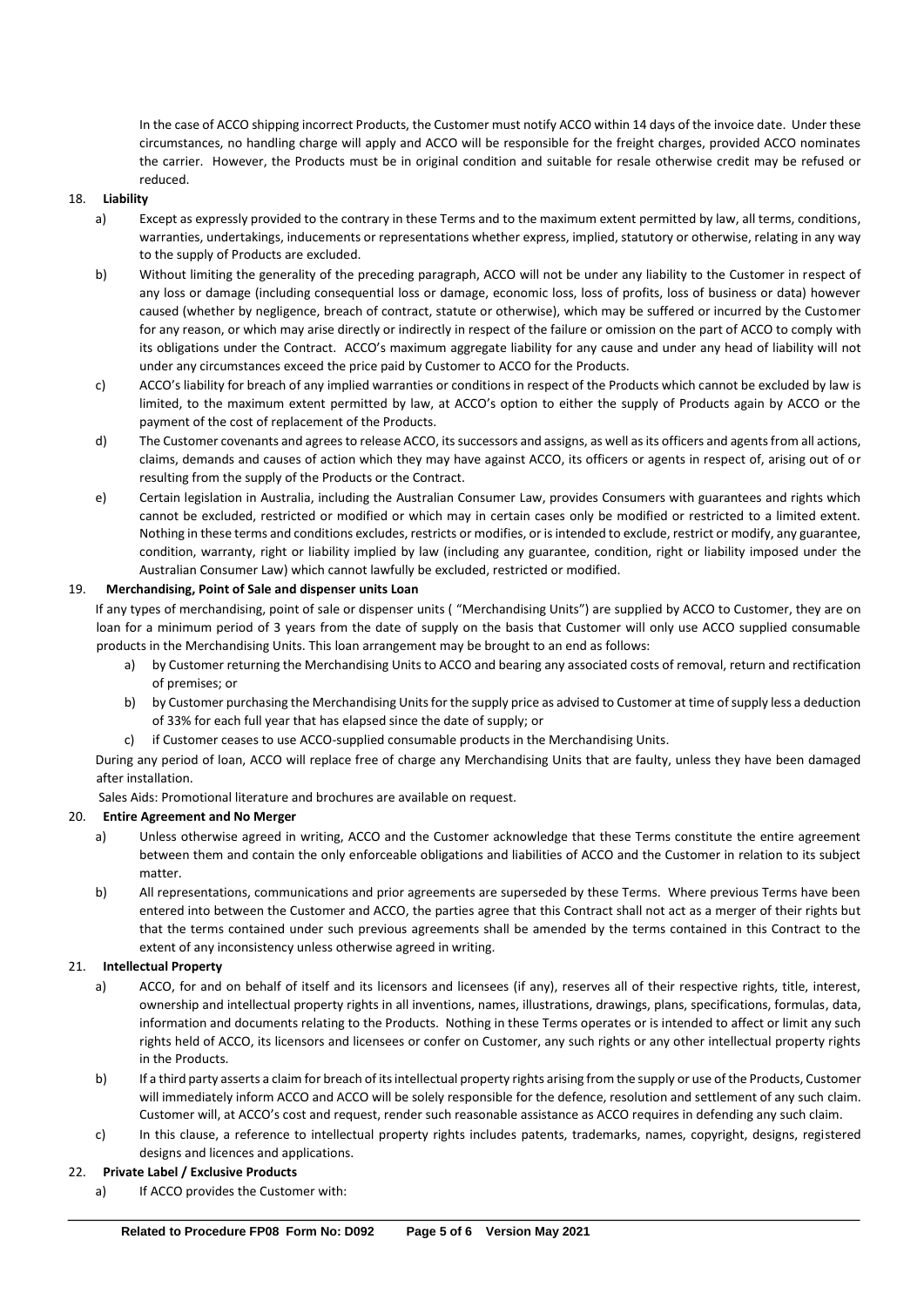In the case of ACCO shipping incorrect Products, the Customer must notify ACCO within 14 days of the invoice date. Under these circumstances, no handling charge will apply and ACCO will be responsible for the freight charges, provided ACCO nominates the carrier. However, the Products must be in original condition and suitable for resale otherwise credit may be refused or reduced.

18. **Liability**

a) Except as expressly provided to the contrary in these Terms and to the maximum extent permitted by law, all terms, conditions, warranties, undertakings, inducements or representations whether express, implied, statutory or otherwise, relating in any way to the supply of Products are excluded.

b) Without limiting the generality of the preceding paragraph, ACCO will not be under any liability to the Customer in respect of any loss or damage (including consequential loss or damage, economic loss, loss of profits, loss of business or data) however caused (whether by negligence, breach of contract, statute or otherwise), which may be suffered or incurred by the Customer for any reason, or which may arise directly or indirectly in respect of the failure or omission on the part of ACCO to comply with its obligations under the Contract. ACCO's maximum aggregate liability for any cause and under any head of liability will not under any circumstances exceed the price paid by Customer to ACCO for the Products.

c) ACCO's liability for breach of any implied warranties or conditions in respect of the Products which cannot be excluded by law is limited, to the maximum extent permitted by law, at ACCO's option to either the supply of Products again by ACCO or the payment of the cost of replacement of the Products.

d) The Customer covenants and agrees to release ACCO, its successors and assigns, as well as its officers and agents from all actions, claims, demands and causes of action which they may have against ACCO, its officers or agents in respect of, arising out of or resulting from the supply of the Products or the Contract.

e) Certain legislation in Australia, including the Australian Consumer Law, provides Consumers with guarantees and rights which cannot be excluded, restricted or modified or which may in certain cases only be modified or restricted to a limited extent. Nothing in these terms and conditions excludes, restricts or modifies, or is intended to exclude, restrict or modify, any guarantee, condition, warranty, right or liability implied by law (including any guarantee, condition, right or liability imposed under the Australian Consumer Law) which cannot lawfully be excluded, restricted or modified.

19. **Merchandising, Point of Sale and dispenser units Loan**

If any types of merchandising, point of sale or dispenser units ( "Merchandising Units") are supplied by ACCO to Customer, they are on loan for a minimum period of 3 years from the date of supply on the basis that Customer will only use ACCO supplied consumable products in the Merchandising Units. This loan arrangement may be brought to an end as follows:

a) by Customer returning the Merchandising Units to ACCO and bearing any associated costs of removal, return and rectification of premises; or

b) by Customer purchasing the Merchandising Units for the supply price as advised to Customer at time of supply less a deduction of 33% for each full year that has elapsed since the date of supply; or

c) if Customer ceases to use ACCO-supplied consumable products in the Merchandising Units.

During any period of loan, ACCO will replace free of charge any Merchandising Units that are faulty, unless they have been damaged after installation.

Sales Aids: Promotional literature and brochures are available on request.

20. **Entire Agreement and No Merger**

a) Unless otherwise agreed in writing, ACCO and the Customer acknowledge that these Terms constitute the entire agreement between them and contain the only enforceable obligations and liabilities of ACCO and the Customer in relation to its subject matter.

b) All representations, communications and prior agreements are superseded by these Terms. Where previous Terms have been entered into between the Customer and ACCO, the parties agree that this Contract shall not act as a merger of their rights but that the terms contained under such previous agreements shall be amended by the terms contained in this Contract to the extent of any inconsistency unless otherwise agreed in writing.

21. **Intellectual Property**

a) ACCO, for and on behalf of itself and its licensors and licensees (if any), reserves all of their respective rights, title, interest, ownership and intellectual property rights in all inventions, names, illustrations, drawings, plans, specifications, formulas, data, information and documents relating to the Products. Nothing in these Terms operates or is intended to affect or limit any such rights held of ACCO, its licensors and licensees or confer on Customer, any such rights or any other intellectual property rights in the Products.

b) If a third party asserts a claim for breach of its intellectual property rights arising from the supply or use of the Products, Customer will immediately inform ACCO and ACCO will be solely responsible for the defence, resolution and settlement of any such claim. Customer will, at ACCO's cost and request, render such reasonable assistance as ACCO requires in defending any such claim.

c) In this clause, a reference to intellectual property rights includes patents, trademarks, names, copyright, designs, registered designs and licences and applications.

22. **Private Label / Exclusive Products**

a) If ACCO provides the Customer with: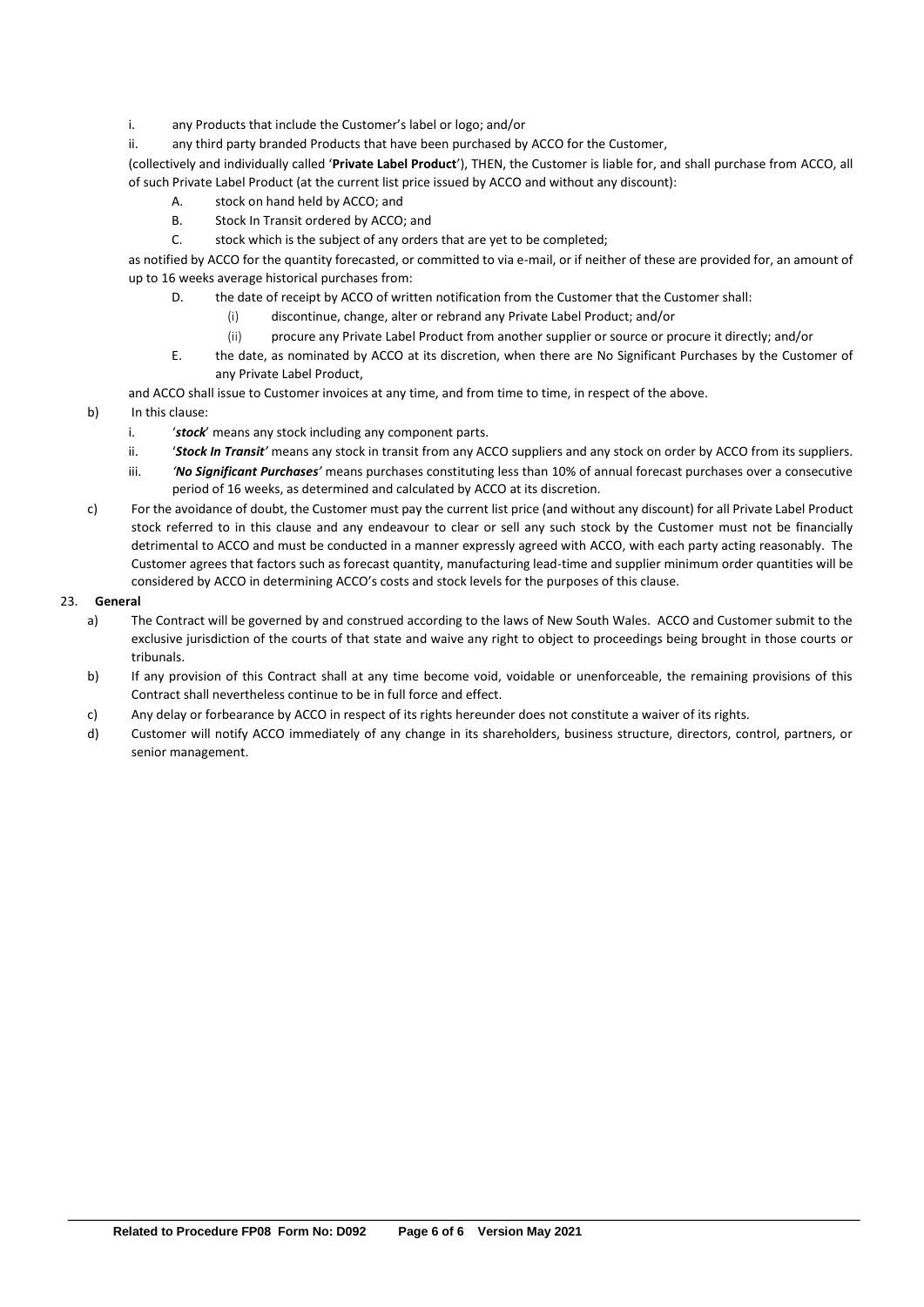i. any Products that include the Customer's label or logo; and/or

ii. any third party branded Products that have been purchased by ACCO for the Customer,

(collectively and individually called '**Private Label Product**'), THEN, the Customer is liable for, and shall purchase from ACCO, all of such Private Label Product (at the current list price issued by ACCO and without any discount):

A. stock on hand held by ACCO; and

B. Stock In Transit ordered by ACCO; and

C. stock which is the subject of any orders that are yet to be completed;

as notified by ACCO for the quantity forecasted, or committed to via e-mail, or if neither of these are provided for, an amount of up to 16 weeks average historical purchases from:

D. the date of receipt by ACCO of written notification from the Customer that the Customer shall:

(i) discontinue, change, alter or rebrand any Private Label Product; and/or

(ii) procure any Private Label Product from another supplier or source or procure it directly; and/or

E. the date, as nominated by ACCO at its discretion, when there are No Significant Purchases by the Customer of any Private Label Product,

and ACCO shall issue to Customer invoices at any time, and from time to time, in respect of the above.

b) In this clause:

i. '***stock***' means any stock including any component parts.

ii. '***Stock In Transit***' means any stock in transit from any ACCO suppliers and any stock on order by ACCO from its suppliers.

iii. '***No Significant Purchases***' means purchases constituting less than 10% of annual forecast purchases over a consecutive period of 16 weeks, as determined and calculated by ACCO at its discretion.

c) For the avoidance of doubt, the Customer must pay the current list price (and without any discount) for all Private Label Product stock referred to in this clause and any endeavour to clear or sell any such stock by the Customer must not be financially detrimental to ACCO and must be conducted in a manner expressly agreed with ACCO, with each party acting reasonably. The Customer agrees that factors such as forecast quantity, manufacturing lead-time and supplier minimum order quantities will be considered by ACCO in determining ACCO's costs and stock levels for the purposes of this clause.

23. **General**

a) The Contract will be governed by and construed according to the laws of New South Wales. ACCO and Customer submit to the exclusive jurisdiction of the courts of that state and waive any right to object to proceedings being brought in those courts or tribunals.

b) If any provision of this Contract shall at any time become void, voidable or unenforceable, the remaining provisions of this Contract shall nevertheless continue to be in full force and effect.

c) Any delay or forbearance by ACCO in respect of its rights hereunder does not constitute a waiver of its rights.

d) Customer will notify ACCO immediately of any change in its shareholders, business structure, directors, control, partners, or senior management.